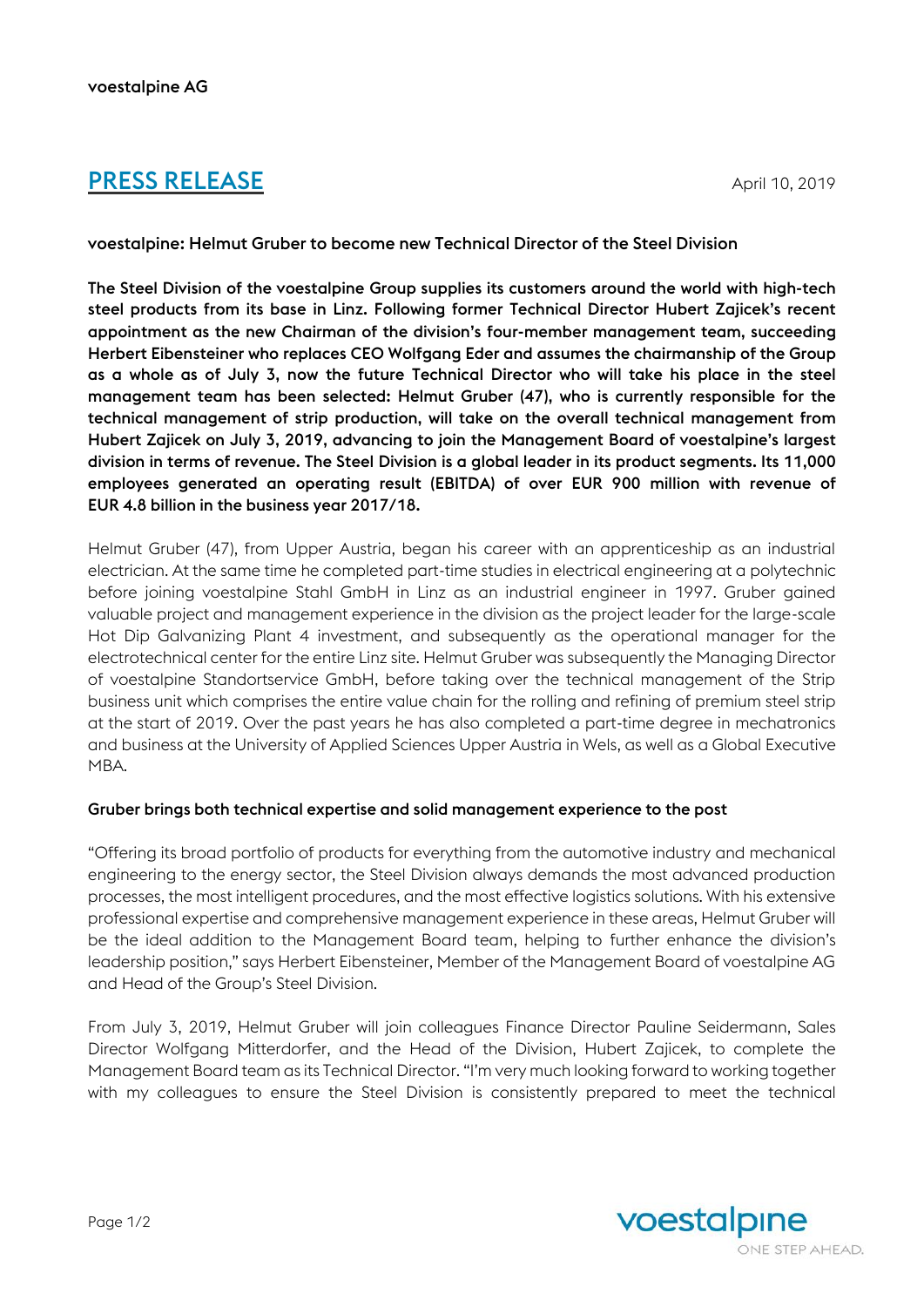voestalpine AG

# PRESS RELEASE

April 10, 2019

**voestalpine: Helmut Gruber to become new Technical Director of the Steel Division**

**The Steel Division of the voestalpine Group supplies its customers around the world with high-tech steel products from its base in Linz. Following former Technical Director Hubert Zajicek's recent appointment as the new Chairman of the division's four-member management team, succeeding Herbert Eibensteiner who replaces CEO Wolfgang Eder and assumes the chairmanship of the Group as a whole as of July 3, now the future Technical Director who will take his place in the steel management team has been selected: Helmut Gruber (47), who is currently responsible for the technical management of strip production, will take on the overall technical management from Hubert Zajicek on July 3, 2019, advancing to join the Management Board of voestalpine's largest division in terms of revenue. The Steel Division is a global leader in its product segments. Its 11,000 employees generated an operating result (EBITDA) of over EUR 900 million with revenue of EUR 4.8 billion in the business year 2017/18.**

Helmut Gruber (47), from Upper Austria, began his career with an apprenticeship as an industrial electrician. At the same time he completed part-time studies in electrical engineering at a polytechnic before joining voestalpine Stahl GmbH in Linz as an industrial engineer in 1997. Gruber gained valuable project and management experience in the division as the project leader for the large-scale Hot Dip Galvanizing Plant 4 investment, and subsequently as the operational manager for the electrotechnical center for the entire Linz site. Helmut Gruber was subsequently the Managing Director of voestalpine Standortservice GmbH, before taking over the technical management of the Strip business unit which comprises the entire value chain for the rolling and refining of premium steel strip at the start of 2019. Over the past years he has also completed a part-time degree in mechatronics and business at the University of Applied Sciences Upper Austria in Wels, as well as a Global Executive MBA.

**Gruber brings both technical expertise and solid management experience to the post**

"Offering its broad portfolio of products for everything from the automotive industry and mechanical engineering to the energy sector, the Steel Division always demands the most advanced production processes, the most intelligent procedures, and the most effective logistics solutions. With his extensive professional expertise and comprehensive management experience in these areas, Helmut Gruber will be the ideal addition to the Management Board team, helping to further enhance the division's leadership position," says Herbert Eibensteiner, Member of the Management Board of voestalpine AG and Head of the Group's Steel Division.

From July 3, 2019, Helmut Gruber will join colleagues Finance Director Pauline Seidermann, Sales Director Wolfgang Mitterdorfer, and the Head of the Division, Hubert Zajicek, to complete the Management Board team as its Technical Director. "I'm very much looking forward to working together with my colleagues to ensure the Steel Division is consistently prepared to meet the technical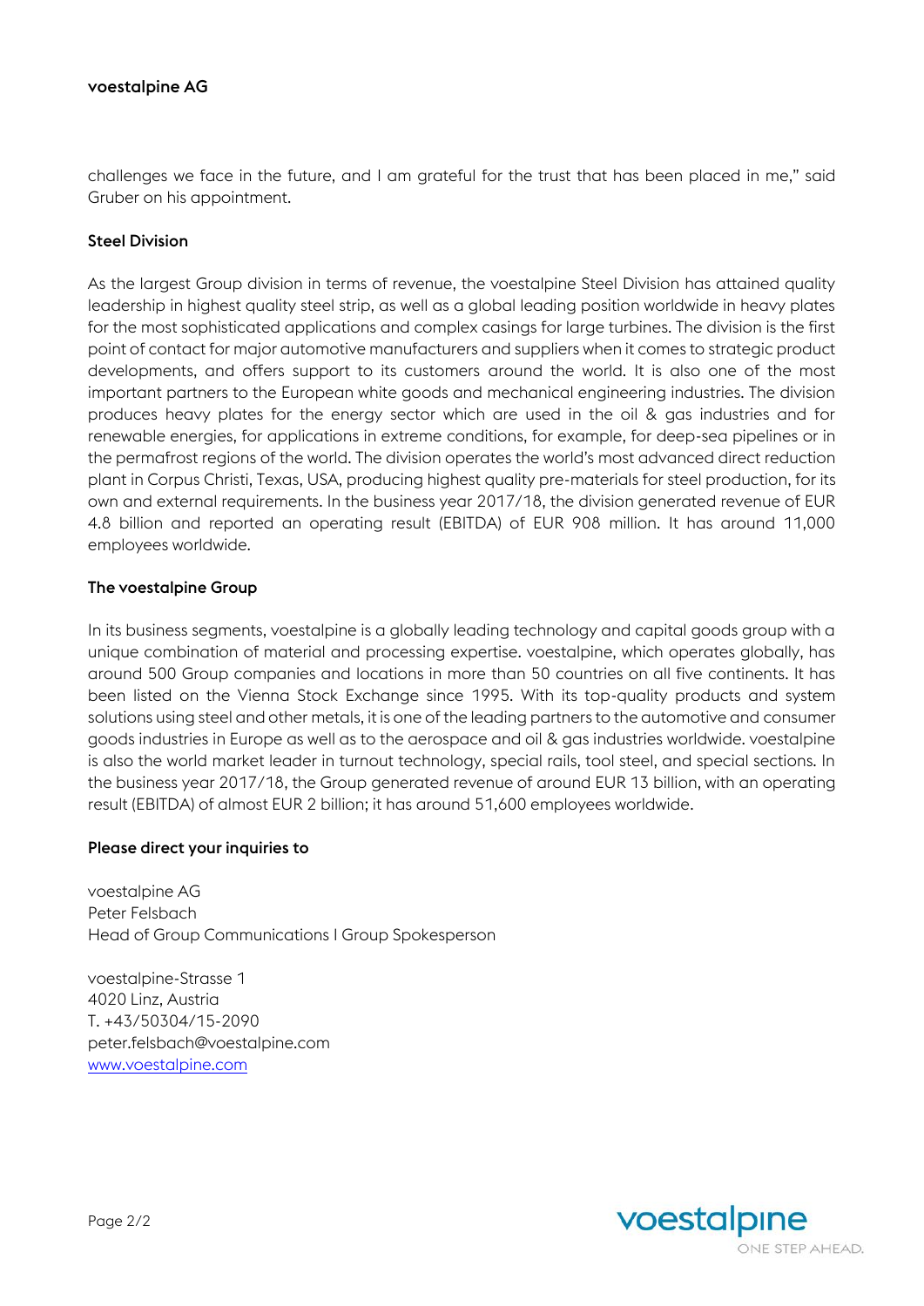challenges we face in the future, and I am grateful for the trust that has been placed in me," said Gruber on his appointment.

**Steel Division**

As the largest Group division in terms of revenue, the voestalpine Steel Division has attained quality leadership in highest quality steel strip, as well as a global leading position worldwide in heavy plates for the most sophisticated applications and complex casings for large turbines. The division is the first point of contact for major automotive manufacturers and suppliers when it comes to strategic product developments, and offers support to its customers around the world. It is also one of the most important partners to the European white goods and mechanical engineering industries. The division produces heavy plates for the energy sector which are used in the oil & gas industries and for renewable energies, for applications in extreme conditions, for example, for deep-sea pipelines or in the permafrost regions of the world. The division operates the world's most advanced direct reduction plant in Corpus Christi, Texas, USA, producing highest quality pre-materials for steel production, for its own and external requirements. In the business year 2017/18, the division generated revenue of EUR 4.8 billion and reported an operating result (EBITDA) of EUR 908 million. It has around 11,000 employees worldwide.

**The voestalpine Group**

In its business segments, voestalpine is a globally leading technology and capital goods group with a unique combination of material and processing expertise. voestalpine, which operates globally, has around 500 Group companies and locations in more than 50 countries on all five continents. It has been listed on the Vienna Stock Exchange since 1995. With its top-quality products and system solutions using steel and other metals, it is one of the leading partners to the automotive and consumer goods industries in Europe as well as to the aerospace and oil & gas industries worldwide. voestalpine is also the world market leader in turnout technology, special rails, tool steel, and special sections. In the business year 2017/18, the Group generated revenue of around EUR 13 billion, with an operating result (EBITDA) of almost EUR 2 billion; it has around 51,600 employees worldwide.

**Please direct your inquiries to**

voestalpine AG
Peter Felsbach
Head of Group Communications I Group Spokesperson

voestalpine-Strasse 1
4020 Linz, Austria
T. +43/50304/15-2090
peter.felsbach@voestalpine.com
[www.voestalpine.com](www.voestalpine.com)